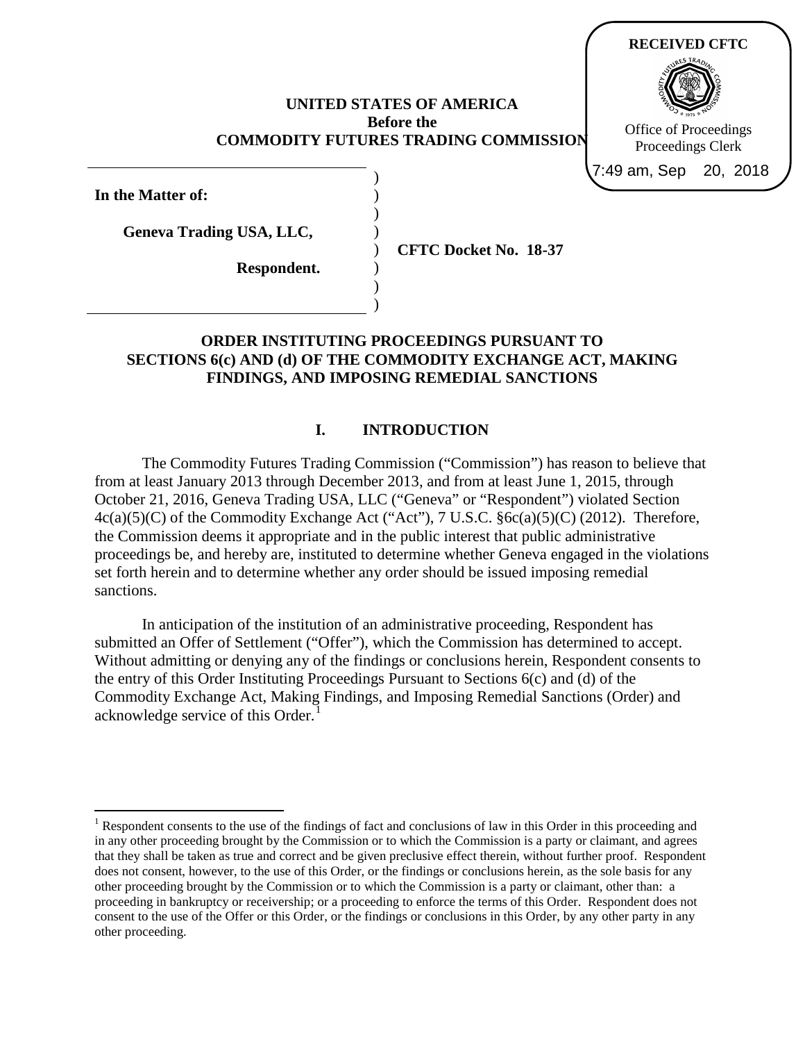RECEIVED CFTC

Office of Proceedings
Proceedings Clerk

7:49 am, Sep 20, 2018

**UNITED STATES OF AMERICA**
**Before the**
**COMMODITY FUTURES TRADING COMMISSION**

**In the Matter of:**

**Geneva Trading USA, LLC,**

**Respondent.**

**CFTC Docket No. 18-37**

**ORDER INSTITUTING PROCEEDINGS PURSUANT TO SECTIONS 6(c) AND (d) OF THE COMMODITY EXCHANGE ACT, MAKING FINDINGS, AND IMPOSING REMEDIAL SANCTIONS**

## I. INTRODUCTION

The Commodity Futures Trading Commission ("Commission") has reason to believe that from at least January 2013 through December 2013, and from at least June 1, 2015, through October 21, 2016, Geneva Trading USA, LLC ("Geneva" or "Respondent") violated Section 4c(a)(5)(C) of the Commodity Exchange Act ("Act"), 7 U.S.C. §6c(a)(5)(C) (2012). Therefore, the Commission deems it appropriate and in the public interest that public administrative proceedings be, and hereby are, instituted to determine whether Geneva engaged in the violations set forth herein and to determine whether any order should be issued imposing remedial sanctions.

In anticipation of the institution of an administrative proceeding, Respondent has submitted an Offer of Settlement ("Offer"), which the Commission has determined to accept. Without admitting or denying any of the findings or conclusions herein, Respondent consents to the entry of this Order Instituting Proceedings Pursuant to Sections 6(c) and (d) of the Commodity Exchange Act, Making Findings, and Imposing Remedial Sanctions (Order) and acknowledge service of this Order.[1]

[1] Respondent consents to the use of the findings of fact and conclusions of law in this Order in this proceeding and in any other proceeding brought by the Commission or to which the Commission is a party or claimant, and agrees that they shall be taken as true and correct and be given preclusive effect therein, without further proof. Respondent does not consent, however, to the use of this Order, or the findings or conclusions herein, as the sole basis for any other proceeding brought by the Commission or to which the Commission is a party or claimant, other than: a proceeding in bankruptcy or receivership; or a proceeding to enforce the terms of this Order. Respondent does not consent to the use of the Offer or this Order, or the findings or conclusions in this Order, by any other party in any other proceeding.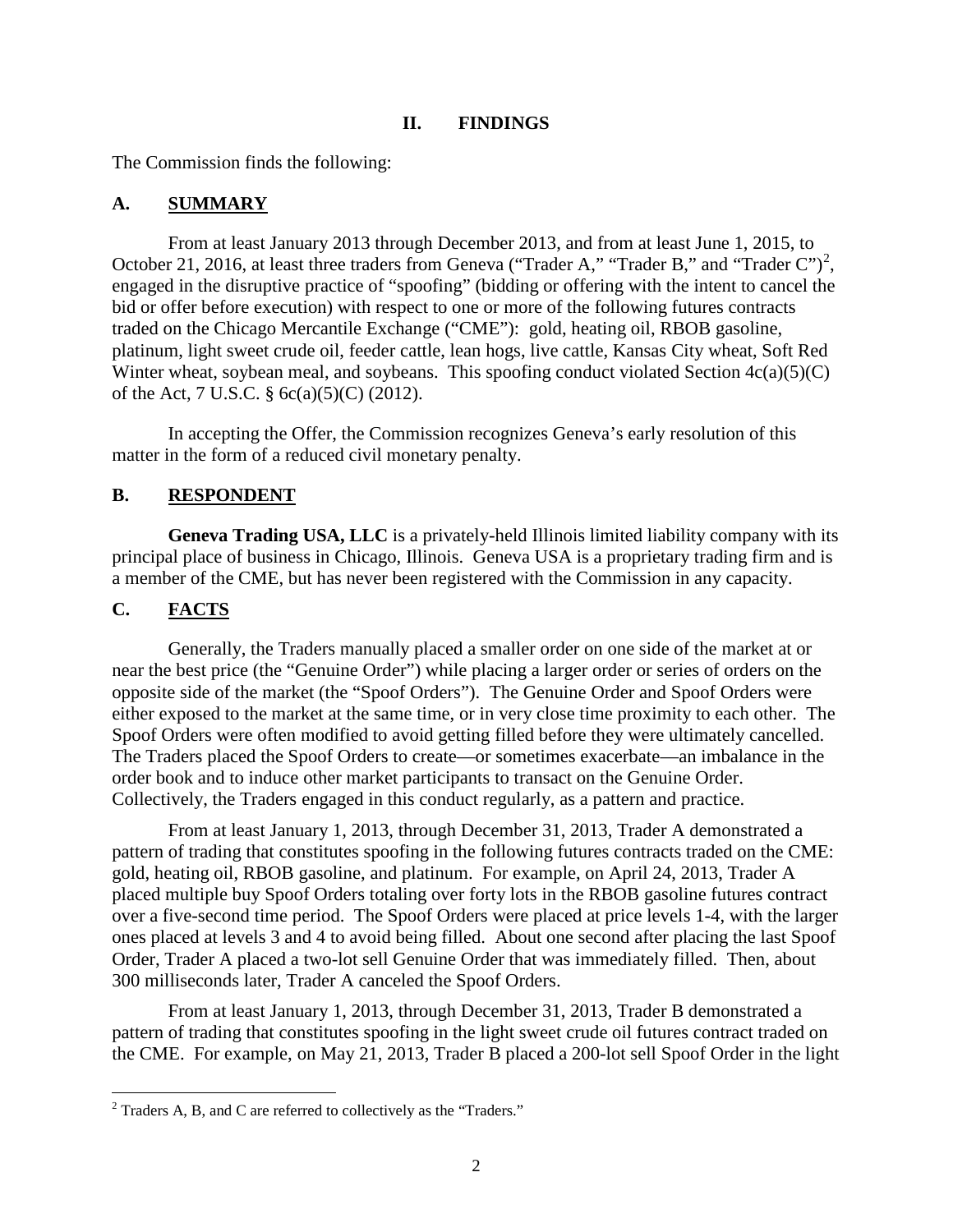## II. FINDINGS

The Commission finds the following:

### A. SUMMARY

From at least January 2013 through December 2013, and from at least June 1, 2015, to October 21, 2016, at least three traders from Geneva ("Trader A," "Trader B," and "Trader C")[2], engaged in the disruptive practice of "spoofing" (bidding or offering with the intent to cancel the bid or offer before execution) with respect to one or more of the following futures contracts traded on the Chicago Mercantile Exchange ("CME"): gold, heating oil, RBOB gasoline, platinum, light sweet crude oil, feeder cattle, lean hogs, live cattle, Kansas City wheat, Soft Red Winter wheat, soybean meal, and soybeans. This spoofing conduct violated Section 4c(a)(5)(C) of the Act, 7 U.S.C. § 6c(a)(5)(C) (2012).

In accepting the Offer, the Commission recognizes Geneva's early resolution of this matter in the form of a reduced civil monetary penalty.

### B. RESPONDENT

**Geneva Trading USA, LLC** is a privately-held Illinois limited liability company with its principal place of business in Chicago, Illinois. Geneva USA is a proprietary trading firm and is a member of the CME, but has never been registered with the Commission in any capacity.

### C. FACTS

Generally, the Traders manually placed a smaller order on one side of the market at or near the best price (the "Genuine Order") while placing a larger order or series of orders on the opposite side of the market (the "Spoof Orders"). The Genuine Order and Spoof Orders were either exposed to the market at the same time, or in very close time proximity to each other. The Spoof Orders were often modified to avoid getting filled before they were ultimately cancelled. The Traders placed the Spoof Orders to create—or sometimes exacerbate—an imbalance in the order book and to induce other market participants to transact on the Genuine Order. Collectively, the Traders engaged in this conduct regularly, as a pattern and practice.

From at least January 1, 2013, through December 31, 2013, Trader A demonstrated a pattern of trading that constitutes spoofing in the following futures contracts traded on the CME: gold, heating oil, RBOB gasoline, and platinum. For example, on April 24, 2013, Trader A placed multiple buy Spoof Orders totaling over forty lots in the RBOB gasoline futures contract over a five-second time period. The Spoof Orders were placed at price levels 1-4, with the larger ones placed at levels 3 and 4 to avoid being filled. About one second after placing the last Spoof Order, Trader A placed a two-lot sell Genuine Order that was immediately filled. Then, about 300 milliseconds later, Trader A canceled the Spoof Orders.

From at least January 1, 2013, through December 31, 2013, Trader B demonstrated a pattern of trading that constitutes spoofing in the light sweet crude oil futures contract traded on the CME. For example, on May 21, 2013, Trader B placed a 200-lot sell Spoof Order in the light

[2] Traders A, B, and C are referred to collectively as the "Traders."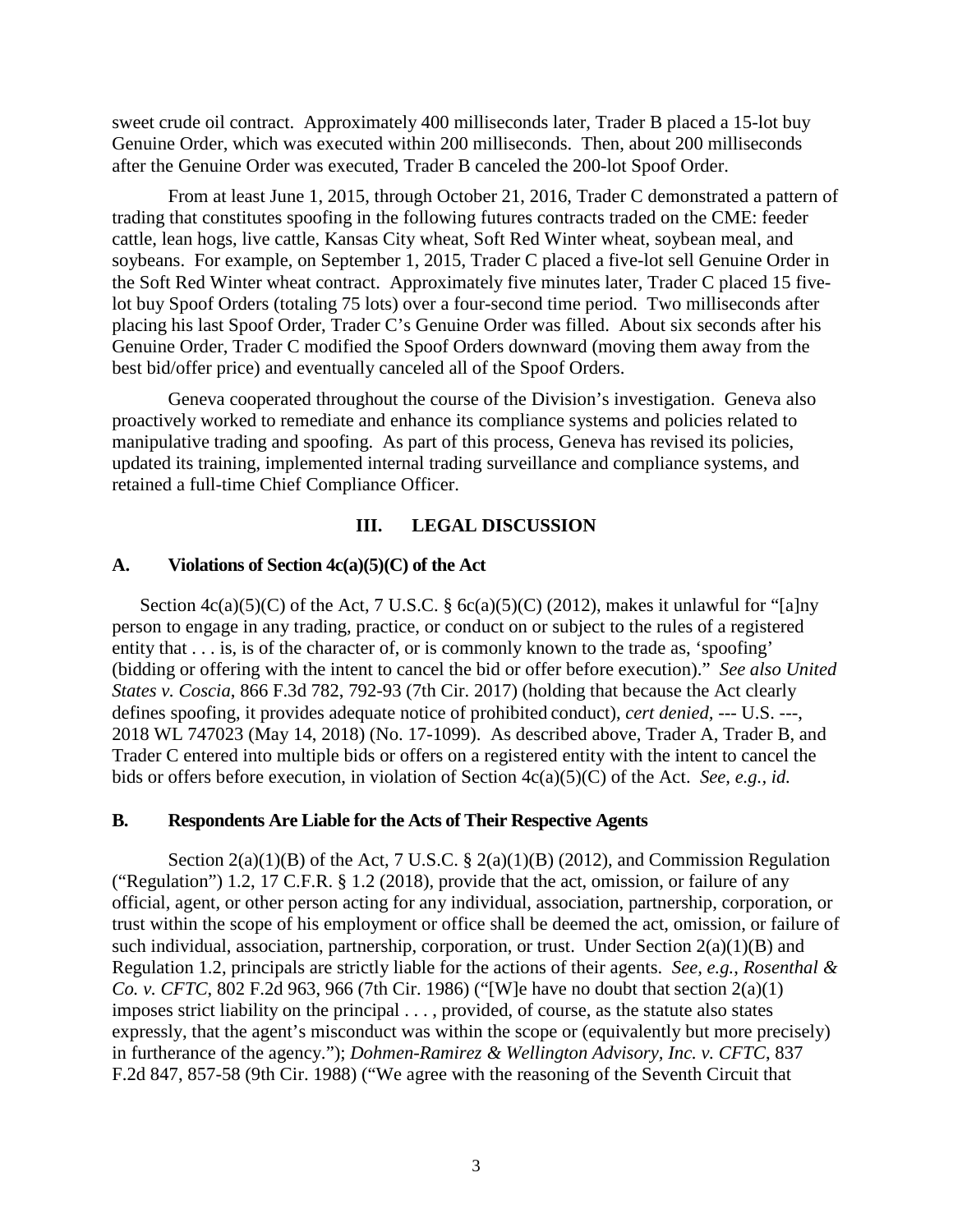sweet crude oil contract. Approximately 400 milliseconds later, Trader B placed a 15-lot buy Genuine Order, which was executed within 200 milliseconds. Then, about 200 milliseconds after the Genuine Order was executed, Trader B canceled the 200-lot Spoof Order.

From at least June 1, 2015, through October 21, 2016, Trader C demonstrated a pattern of trading that constitutes spoofing in the following futures contracts traded on the CME: feeder cattle, lean hogs, live cattle, Kansas City wheat, Soft Red Winter wheat, soybean meal, and soybeans. For example, on September 1, 2015, Trader C placed a five-lot sell Genuine Order in the Soft Red Winter wheat contract. Approximately five minutes later, Trader C placed 15 five-lot buy Spoof Orders (totaling 75 lots) over a four-second time period. Two milliseconds after placing his last Spoof Order, Trader C's Genuine Order was filled. About six seconds after his Genuine Order, Trader C modified the Spoof Orders downward (moving them away from the best bid/offer price) and eventually canceled all of the Spoof Orders.

Geneva cooperated throughout the course of the Division's investigation. Geneva also proactively worked to remediate and enhance its compliance systems and policies related to manipulative trading and spoofing. As part of this process, Geneva has revised its policies, updated its training, implemented internal trading surveillance and compliance systems, and retained a full-time Chief Compliance Officer.

## III. LEGAL DISCUSSION

### A. Violations of Section 4c(a)(5)(C) of the Act

Section 4c(a)(5)(C) of the Act, 7 U.S.C. § 6c(a)(5)(C) (2012), makes it unlawful for "[a]ny person to engage in any trading, practice, or conduct on or subject to the rules of a registered entity that . . . is, is of the character of, or is commonly known to the trade as, 'spoofing' (bidding or offering with the intent to cancel the bid or offer before execution)." *See also United States v. Coscia*, 866 F.3d 782, 792-93 (7th Cir. 2017) (holding that because the Act clearly defines spoofing, it provides adequate notice of prohibited conduct), *cert denied*, --- U.S. ---, 2018 WL 747023 (May 14, 2018) (No. 17-1099). As described above, Trader A, Trader B, and Trader C entered into multiple bids or offers on a registered entity with the intent to cancel the bids or offers before execution, in violation of Section 4c(a)(5)(C) of the Act. *See, e.g.*, *id.*

### B. Respondents Are Liable for the Acts of Their Respective Agents

Section 2(a)(1)(B) of the Act, 7 U.S.C. § 2(a)(1)(B) (2012), and Commission Regulation ("Regulation") 1.2, 17 C.F.R. § 1.2 (2018), provide that the act, omission, or failure of any official, agent, or other person acting for any individual, association, partnership, corporation, or trust within the scope of his employment or office shall be deemed the act, omission, or failure of such individual, association, partnership, corporation, or trust. Under Section 2(a)(1)(B) and Regulation 1.2, principals are strictly liable for the actions of their agents. *See, e.g.*, *Rosenthal & Co. v. CFTC*, 802 F.2d 963, 966 (7th Cir. 1986) ("[W]e have no doubt that section 2(a)(1) imposes strict liability on the principal . . . , provided, of course, as the statute also states expressly, that the agent's misconduct was within the scope or (equivalently but more precisely) in furtherance of the agency."); *Dohmen-Ramirez & Wellington Advisory, Inc. v. CFTC*, 837 F.2d 847, 857-58 (9th Cir. 1988) ("We agree with the reasoning of the Seventh Circuit that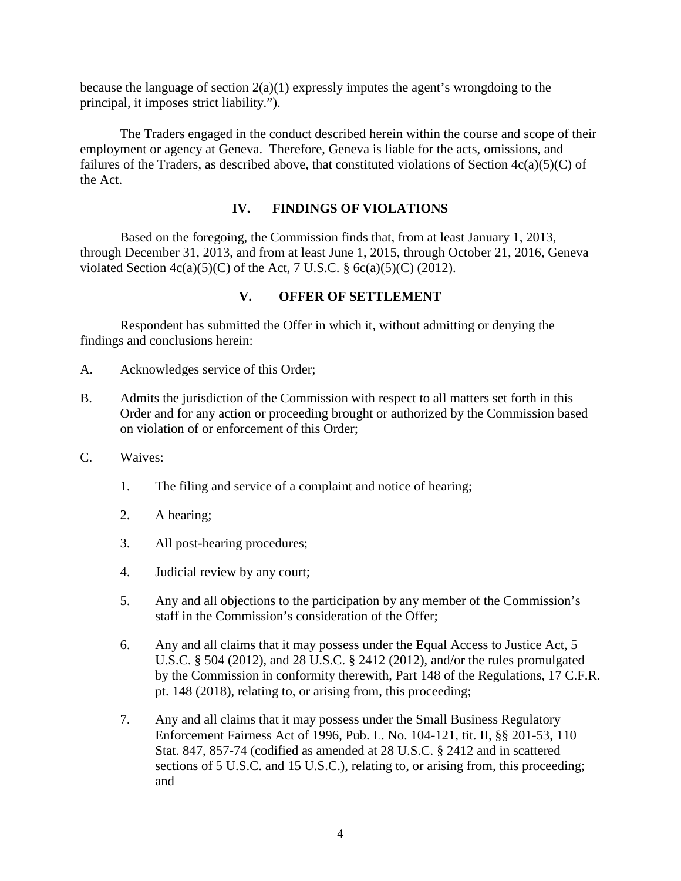because the language of section 2(a)(1) expressly imputes the agent's wrongdoing to the principal, it imposes strict liability.").

The Traders engaged in the conduct described herein within the course and scope of their employment or agency at Geneva. Therefore, Geneva is liable for the acts, omissions, and failures of the Traders, as described above, that constituted violations of Section 4c(a)(5)(C) of the Act.

## IV. FINDINGS OF VIOLATIONS

Based on the foregoing, the Commission finds that, from at least January 1, 2013, through December 31, 2013, and from at least June 1, 2015, through October 21, 2016, Geneva violated Section 4c(a)(5)(C) of the Act, 7 U.S.C. § 6c(a)(5)(C) (2012).

## V. OFFER OF SETTLEMENT

Respondent has submitted the Offer in which it, without admitting or denying the findings and conclusions herein:

A. Acknowledges service of this Order;

B. Admits the jurisdiction of the Commission with respect to all matters set forth in this Order and for any action or proceeding brought or authorized by the Commission based on violation of or enforcement of this Order;

C. Waives:

   1. The filing and service of a complaint and notice of hearing;

   2. A hearing;

   3. All post-hearing procedures;

   4. Judicial review by any court;

   5. Any and all objections to the participation by any member of the Commission's staff in the Commission's consideration of the Offer;

   6. Any and all claims that it may possess under the Equal Access to Justice Act, 5 U.S.C. § 504 (2012), and 28 U.S.C. § 2412 (2012), and/or the rules promulgated by the Commission in conformity therewith, Part 148 of the Regulations, 17 C.F.R. pt. 148 (2018), relating to, or arising from, this proceeding;

   7. Any and all claims that it may possess under the Small Business Regulatory Enforcement Fairness Act of 1996, Pub. L. No. 104-121, tit. II, §§ 201-53, 110 Stat. 847, 857-74 (codified as amended at 28 U.S.C. § 2412 and in scattered sections of 5 U.S.C. and 15 U.S.C.), relating to, or arising from, this proceeding; and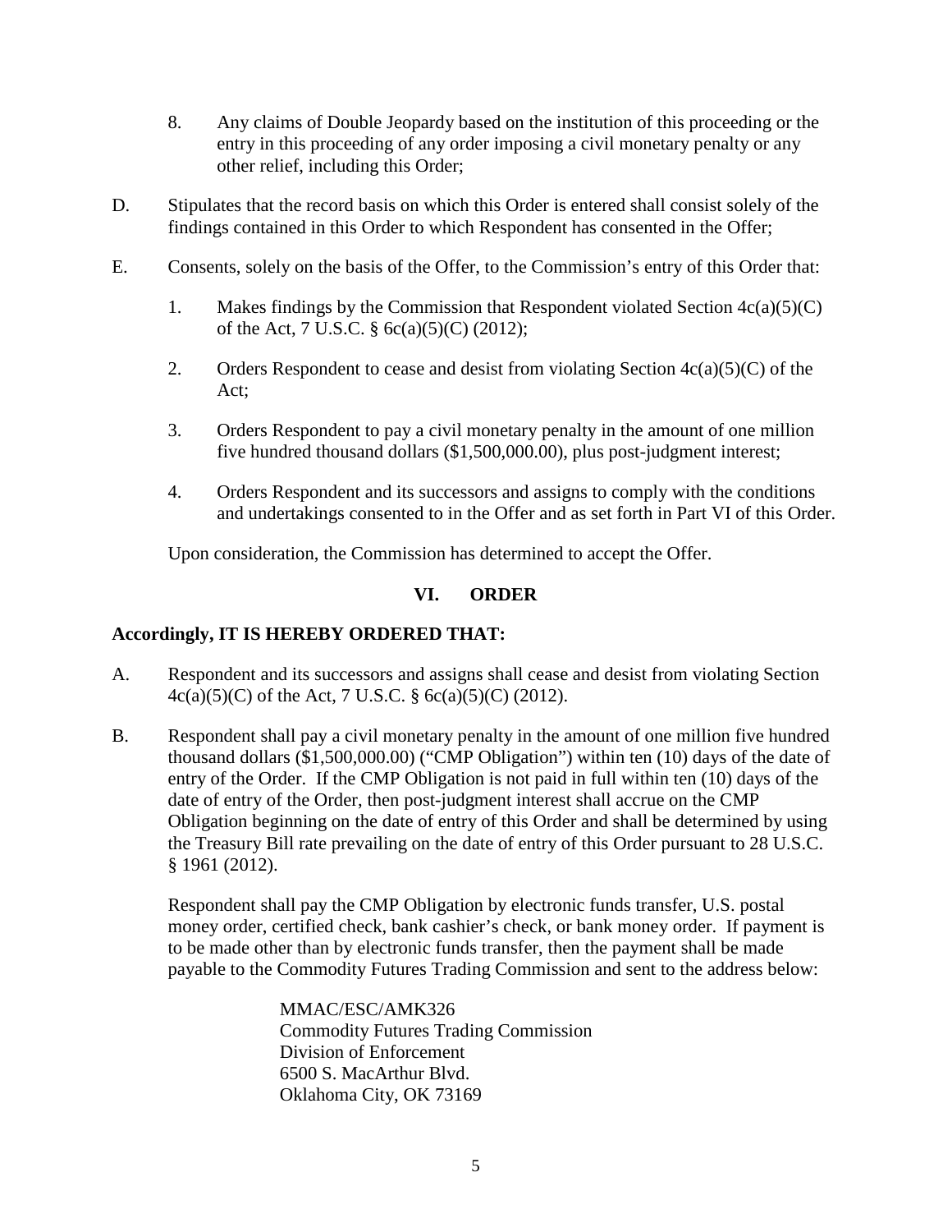8. Any claims of Double Jeopardy based on the institution of this proceeding or the entry in this proceeding of any order imposing a civil monetary penalty or any other relief, including this Order;

D. Stipulates that the record basis on which this Order is entered shall consist solely of the findings contained in this Order to which Respondent has consented in the Offer;

E. Consents, solely on the basis of the Offer, to the Commission's entry of this Order that:

1. Makes findings by the Commission that Respondent violated Section 4c(a)(5)(C) of the Act, 7 U.S.C. § 6c(a)(5)(C) (2012);

2. Orders Respondent to cease and desist from violating Section 4c(a)(5)(C) of the Act;

3. Orders Respondent to pay a civil monetary penalty in the amount of one million five hundred thousand dollars ($1,500,000.00), plus post-judgment interest;

4. Orders Respondent and its successors and assigns to comply with the conditions and undertakings consented to in the Offer and as set forth in Part VI of this Order.

Upon consideration, the Commission has determined to accept the Offer.

## VI. ORDER

**Accordingly, IT IS HEREBY ORDERED THAT:**

A. Respondent and its successors and assigns shall cease and desist from violating Section 4c(a)(5)(C) of the Act, 7 U.S.C. § 6c(a)(5)(C) (2012).

B. Respondent shall pay a civil monetary penalty in the amount of one million five hundred thousand dollars ($1,500,000.00) ("CMP Obligation") within ten (10) days of the date of entry of the Order. If the CMP Obligation is not paid in full within ten (10) days of the date of entry of the Order, then post-judgment interest shall accrue on the CMP Obligation beginning on the date of entry of this Order and shall be determined by using the Treasury Bill rate prevailing on the date of entry of this Order pursuant to 28 U.S.C. § 1961 (2012).

Respondent shall pay the CMP Obligation by electronic funds transfer, U.S. postal money order, certified check, bank cashier's check, or bank money order. If payment is to be made other than by electronic funds transfer, then the payment shall be made payable to the Commodity Futures Trading Commission and sent to the address below:

MMAC/ESC/AMK326
Commodity Futures Trading Commission
Division of Enforcement
6500 S. MacArthur Blvd.
Oklahoma City, OK 73169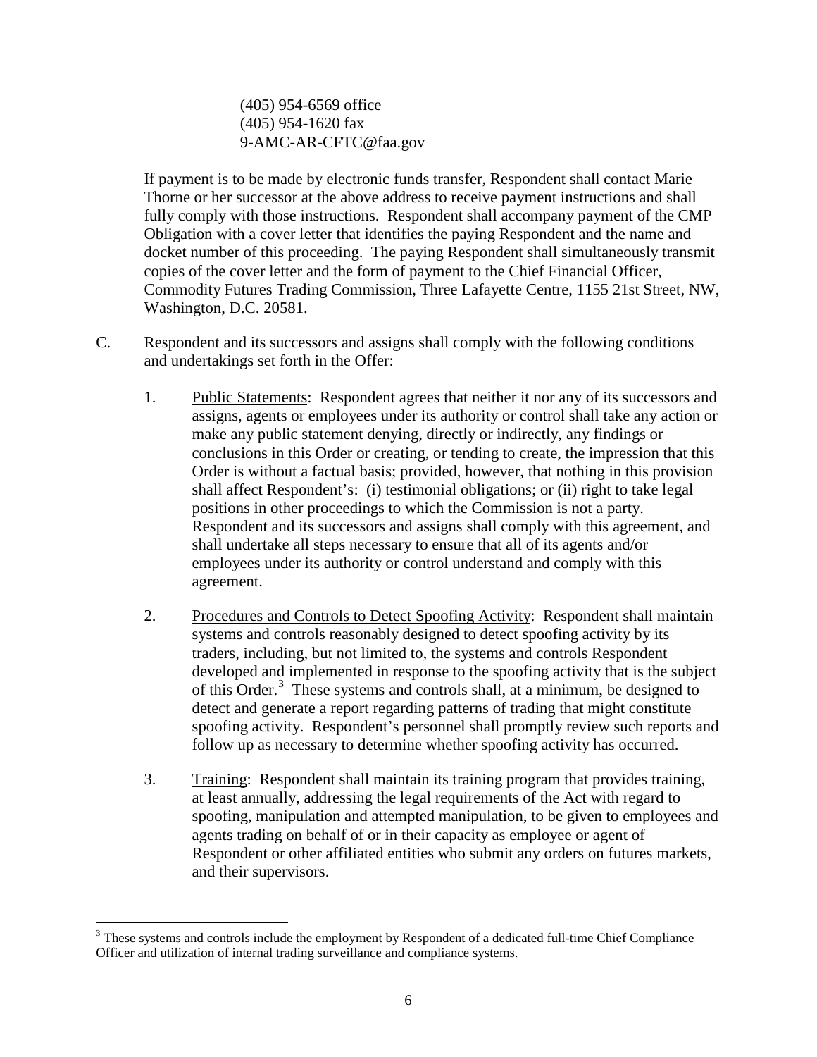(405) 954-6569 office
(405) 954-1620 fax
9-AMC-AR-CFTC@faa.gov

If payment is to be made by electronic funds transfer, Respondent shall contact Marie Thorne or her successor at the above address to receive payment instructions and shall fully comply with those instructions. Respondent shall accompany payment of the CMP Obligation with a cover letter that identifies the paying Respondent and the name and docket number of this proceeding. The paying Respondent shall simultaneously transmit copies of the cover letter and the form of payment to the Chief Financial Officer, Commodity Futures Trading Commission, Three Lafayette Centre, 1155 21st Street, NW, Washington, D.C. 20581.

C. Respondent and its successors and assigns shall comply with the following conditions and undertakings set forth in the Offer:

1. Public Statements: Respondent agrees that neither it nor any of its successors and assigns, agents or employees under its authority or control shall take any action or make any public statement denying, directly or indirectly, any findings or conclusions in this Order or creating, or tending to create, the impression that this Order is without a factual basis; provided, however, that nothing in this provision shall affect Respondent's: (i) testimonial obligations; or (ii) right to take legal positions in other proceedings to which the Commission is not a party. Respondent and its successors and assigns shall comply with this agreement, and shall undertake all steps necessary to ensure that all of its agents and/or employees under its authority or control understand and comply with this agreement.

2. Procedures and Controls to Detect Spoofing Activity: Respondent shall maintain systems and controls reasonably designed to detect spoofing activity by its traders, including, but not limited to, the systems and controls Respondent developed and implemented in response to the spoofing activity that is the subject of this Order.[3] These systems and controls shall, at a minimum, be designed to detect and generate a report regarding patterns of trading that might constitute spoofing activity. Respondent's personnel shall promptly review such reports and follow up as necessary to determine whether spoofing activity has occurred.

3. Training: Respondent shall maintain its training program that provides training, at least annually, addressing the legal requirements of the Act with regard to spoofing, manipulation and attempted manipulation, to be given to employees and agents trading on behalf of or in their capacity as employee or agent of Respondent or other affiliated entities who submit any orders on futures markets, and their supervisors.

[3] These systems and controls include the employment by Respondent of a dedicated full-time Chief Compliance Officer and utilization of internal trading surveillance and compliance systems.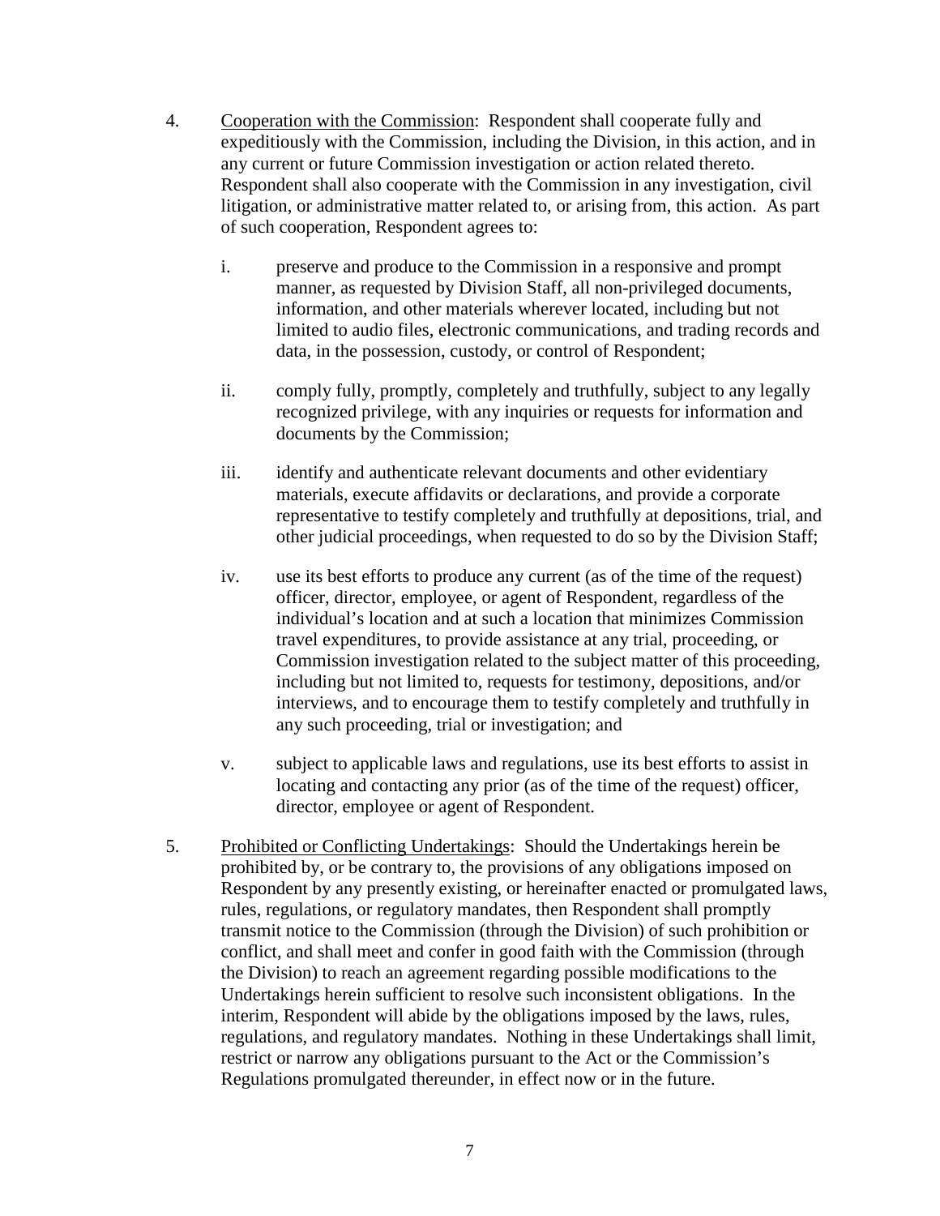4. <u>Cooperation with the Commission</u>: Respondent shall cooperate fully and expeditiously with the Commission, including the Division, in this action, and in any current or future Commission investigation or action related thereto. Respondent shall also cooperate with the Commission in any investigation, civil litigation, or administrative matter related to, or arising from, this action. As part of such cooperation, Respondent agrees to:

    i. preserve and produce to the Commission in a responsive and prompt manner, as requested by Division Staff, all non-privileged documents, information, and other materials wherever located, including but not limited to audio files, electronic communications, and trading records and data, in the possession, custody, or control of Respondent;

    ii. comply fully, promptly, completely and truthfully, subject to any legally recognized privilege, with any inquiries or requests for information and documents by the Commission;

    iii. identify and authenticate relevant documents and other evidentiary materials, execute affidavits or declarations, and provide a corporate representative to testify completely and truthfully at depositions, trial, and other judicial proceedings, when requested to do so by the Division Staff;

    iv. use its best efforts to produce any current (as of the time of the request) officer, director, employee, or agent of Respondent, regardless of the individual's location and at such a location that minimizes Commission travel expenditures, to provide assistance at any trial, proceeding, or Commission investigation related to the subject matter of this proceeding, including but not limited to, requests for testimony, depositions, and/or interviews, and to encourage them to testify completely and truthfully in any such proceeding, trial or investigation; and

    v. subject to applicable laws and regulations, use its best efforts to assist in locating and contacting any prior (as of the time of the request) officer, director, employee or agent of Respondent.

5. <u>Prohibited or Conflicting Undertakings</u>: Should the Undertakings herein be prohibited by, or be contrary to, the provisions of any obligations imposed on Respondent by any presently existing, or hereinafter enacted or promulgated laws, rules, regulations, or regulatory mandates, then Respondent shall promptly transmit notice to the Commission (through the Division) of such prohibition or conflict, and shall meet and confer in good faith with the Commission (through the Division) to reach an agreement regarding possible modifications to the Undertakings herein sufficient to resolve such inconsistent obligations. In the interim, Respondent will abide by the obligations imposed by the laws, rules, regulations, and regulatory mandates. Nothing in these Undertakings shall limit, restrict or narrow any obligations pursuant to the Act or the Commission's Regulations promulgated thereunder, in effect now or in the future.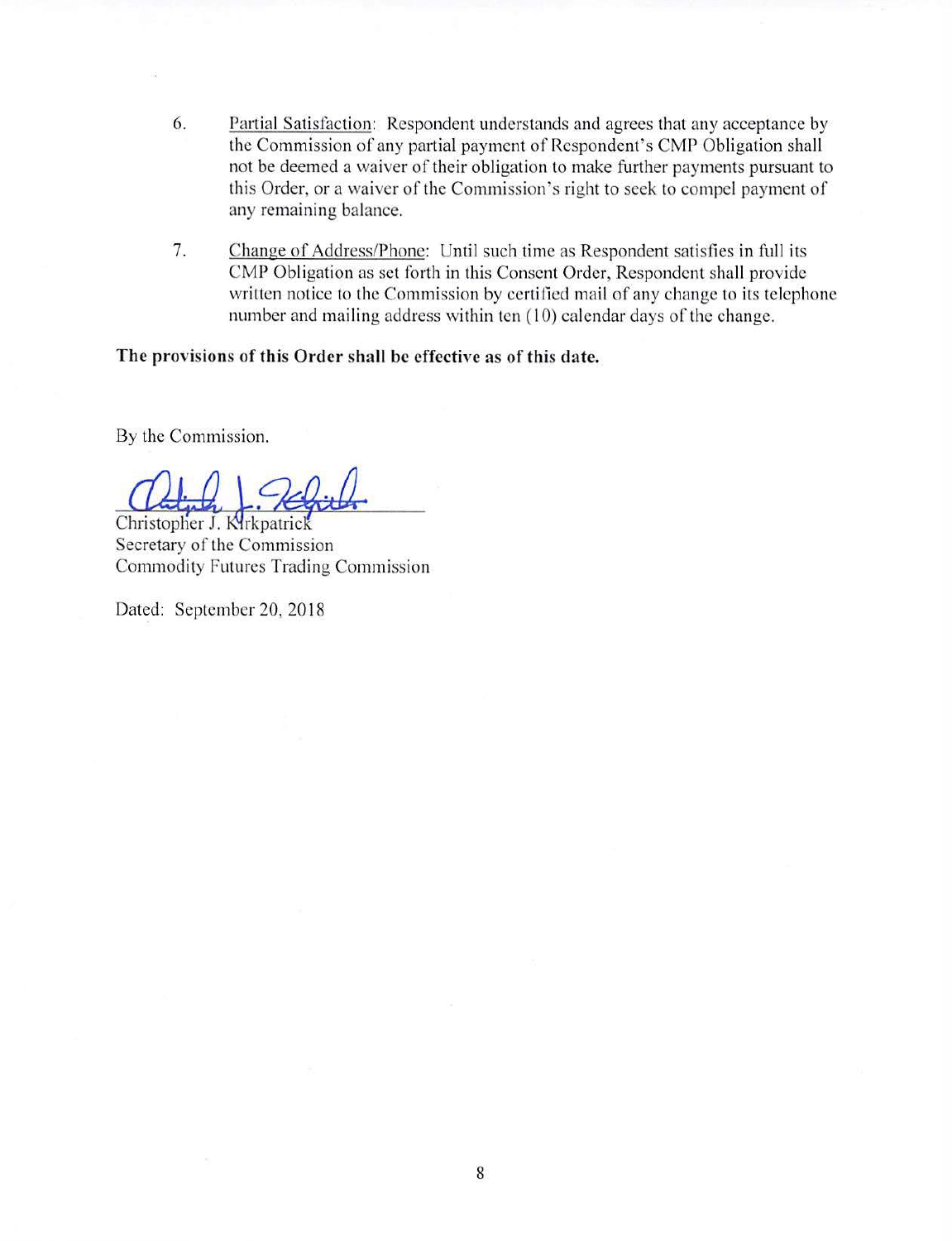6. Partial Satisfaction: Respondent understands and agrees that any acceptance by the Commission of any partial payment of Respondent's CMP Obligation shall not be deemed a waiver of their obligation to make further payments pursuant to this Order, or a waiver of the Commission's right to seek to compel payment of any remaining balance.

7. Change of Address/Phone: Until such time as Respondent satisfies in full its CMP Obligation as set forth in this Consent Order, Respondent shall provide written notice to the Commission by certified mail of any change to its telephone number and mailing address within ten (10) calendar days of the change.

**The provisions of this Order shall be effective as of this date.**

By the Commission.

Christopher J. Kirkpatrick
Secretary of the Commission
Commodity Futures Trading Commission

Dated: September 20, 2018